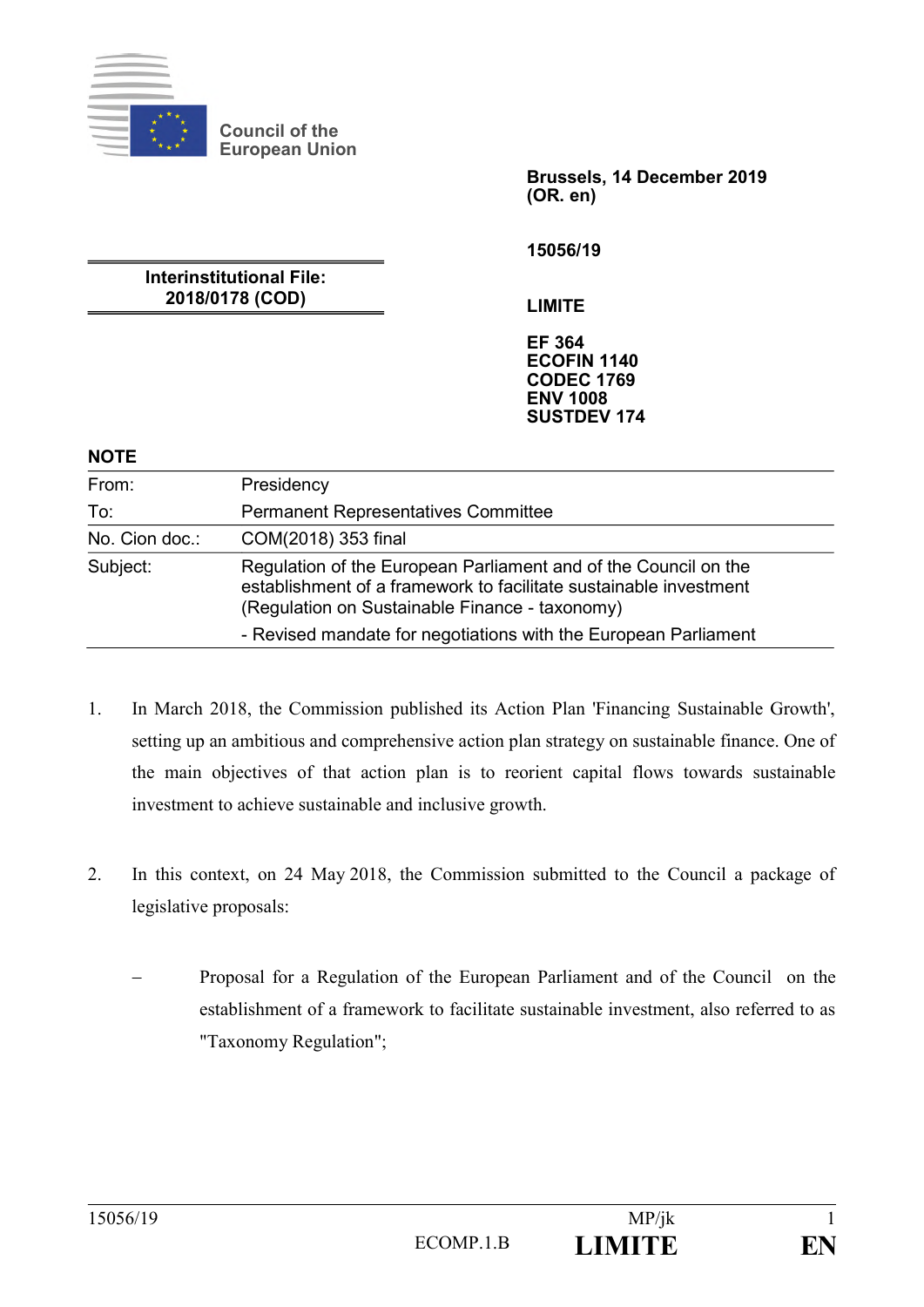Council of the European Union

Brussels, 14 December 2019
(OR. en)

15056/19

**Interinstitutional File:**
**2018/0178 (COD)**

**LIMITE**

**EF 364**
**ECOFIN 1140**
**CODEC 1769**
**ENV 1008**
**SUSTDEV 174**

**NOTE**

| | |
|---|---|
| From: | Presidency |
| To: | Permanent Representatives Committee |
| No. Cion doc.: | COM(2018) 353 final |
| Subject: | Regulation of the European Parliament and of the Council on the establishment of a framework to facilitate sustainable investment (Regulation on Sustainable Finance - taxonomy)<br>- Revised mandate for negotiations with the European Parliament |

1. In March 2018, the Commission published its Action Plan 'Financing Sustainable Growth', setting up an ambitious and comprehensive action plan strategy on sustainable finance. One of the main objectives of that action plan is to reorient capital flows towards sustainable investment to achieve sustainable and inclusive growth.

2. In this context, on 24 May 2018, the Commission submitted to the Council a package of legislative proposals:

   – Proposal for a Regulation of the European Parliament and of the Council on the establishment of a framework to facilitate sustainable investment, also referred to as "Taxonomy Regulation";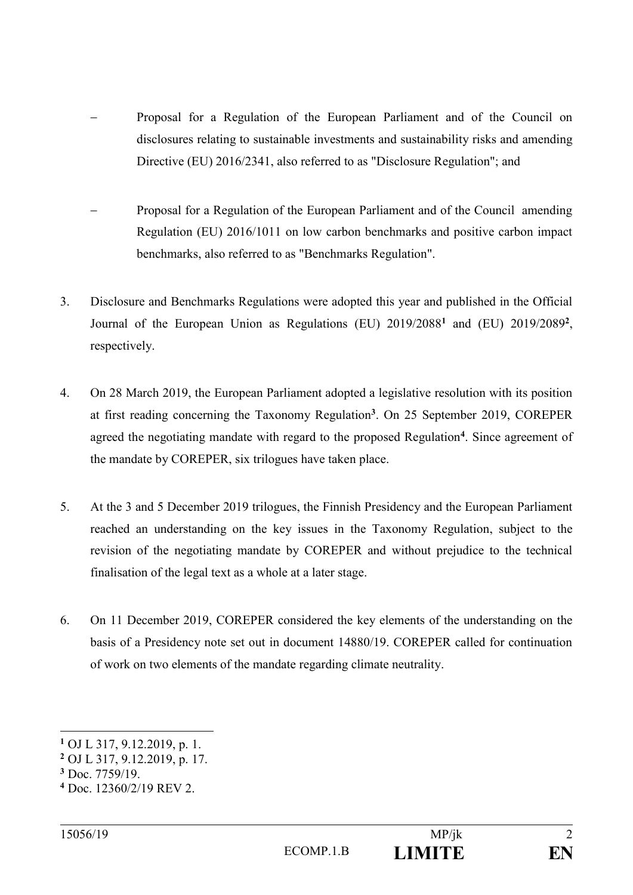- Proposal for a Regulation of the European Parliament and of the Council on disclosures relating to sustainable investments and sustainability risks and amending Directive (EU) 2016/2341, also referred to as "Disclosure Regulation"; and

- Proposal for a Regulation of the European Parliament and of the Council amending Regulation (EU) 2016/1011 on low carbon benchmarks and positive carbon impact benchmarks, also referred to as "Benchmarks Regulation".

3. Disclosure and Benchmarks Regulations were adopted this year and published in the Official Journal of the European Union as Regulations (EU) 2019/2088[1] and (EU) 2019/2089[2], respectively.

4. On 28 March 2019, the European Parliament adopted a legislative resolution with its position at first reading concerning the Taxonomy Regulation[3]. On 25 September 2019, COREPER agreed the negotiating mandate with regard to the proposed Regulation[4]. Since agreement of the mandate by COREPER, six trilogues have taken place.

5. At the 3 and 5 December 2019 trilogues, the Finnish Presidency and the European Parliament reached an understanding on the key issues in the Taxonomy Regulation, subject to the revision of the negotiating mandate by COREPER and without prejudice to the technical finalisation of the legal text as a whole at a later stage.

6. On 11 December 2019, COREPER considered the key elements of the understanding on the basis of a Presidency note set out in document 14880/19. COREPER called for continuation of work on two elements of the mandate regarding climate neutrality.

[1] OJ L 317, 9.12.2019, p. 1.
[2] OJ L 317, 9.12.2019, p. 17.
[3] Doc. 7759/19.
[4] Doc. 12360/2/19 REV 2.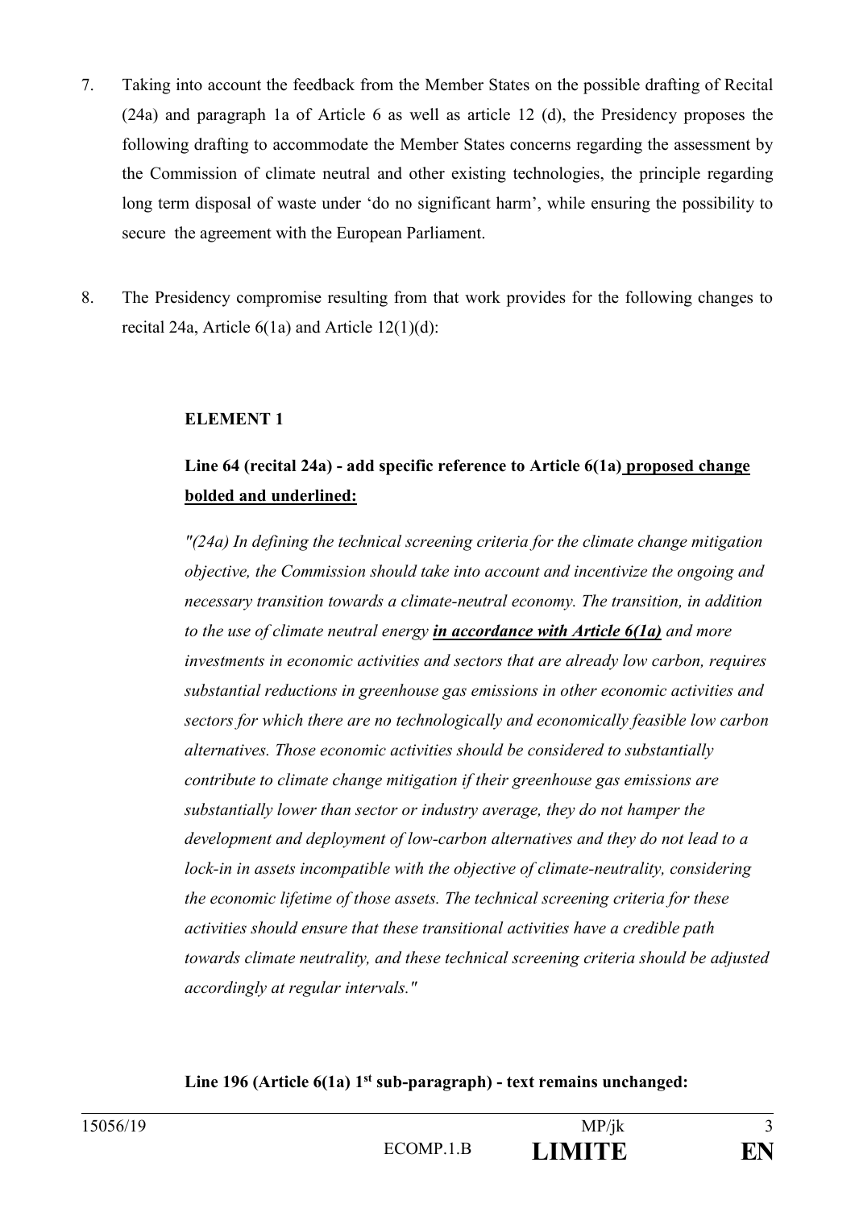7. Taking into account the feedback from the Member States on the possible drafting of Recital (24a) and paragraph 1a of Article 6 as well as article 12 (d), the Presidency proposes the following drafting to accommodate the Member States concerns regarding the assessment by the Commission of climate neutral and other existing technologies, the principle regarding long term disposal of waste under 'do no significant harm', while ensuring the possibility to secure the agreement with the European Parliament.

8. The Presidency compromise resulting from that work provides for the following changes to recital 24a, Article 6(1a) and Article 12(1)(d):

**ELEMENT 1**

**Line 64 (recital 24a) - add specific reference to Article 6(1a) <u>proposed change bolded and underlined:</u>**

*"(24a) In defining the technical screening criteria for the climate change mitigation objective, the Commission should take into account and incentivize the ongoing and necessary transition towards a climate-neutral economy. The transition, in addition to the use of climate neutral energy **<u>in accordance with Article 6(1a)</u>** and more investments in economic activities and sectors that are already low carbon, requires substantial reductions in greenhouse gas emissions in other economic activities and sectors for which there are no technologically and economically feasible low carbon alternatives. Those economic activities should be considered to substantially contribute to climate change mitigation if their greenhouse gas emissions are substantially lower than sector or industry average, they do not hamper the development and deployment of low-carbon alternatives and they do not lead to a lock-in in assets incompatible with the objective of climate-neutrality, considering the economic lifetime of those assets. The technical screening criteria for these activities should ensure that these transitional activities have a credible path towards climate neutrality, and these technical screening criteria should be adjusted accordingly at regular intervals."*

**Line 196 (Article 6(1a) 1st sub-paragraph) - text remains unchanged:**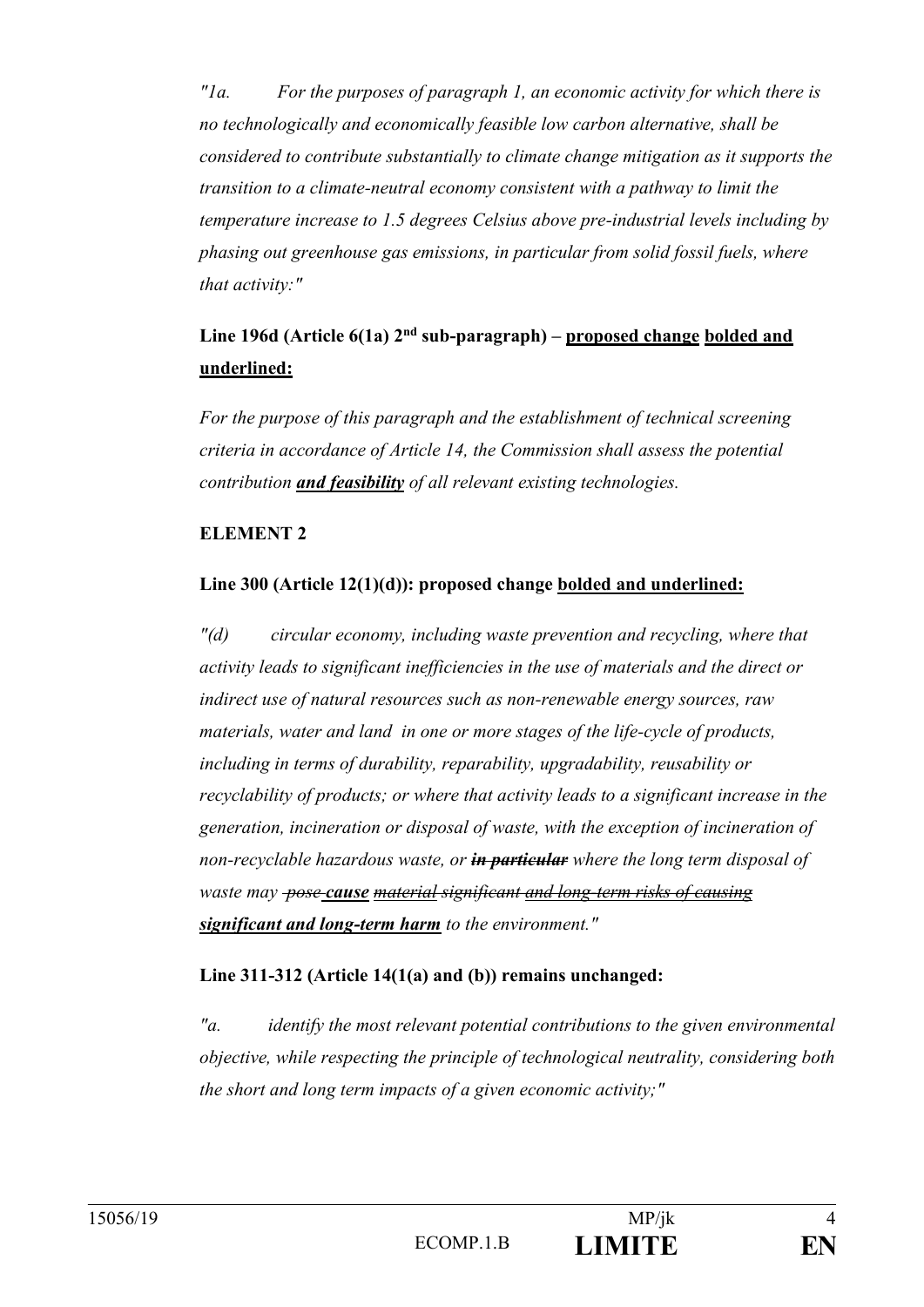*"1a. For the purposes of paragraph 1, an economic activity for which there is no technologically and economically feasible low carbon alternative, shall be considered to contribute substantially to climate change mitigation as it supports the transition to a climate-neutral economy consistent with a pathway to limit the temperature increase to 1.5 degrees Celsius above pre-industrial levels including by phasing out greenhouse gas emissions, in particular from solid fossil fuels, where that activity:"*

**Line 196d (Article 6(1a) 2nd sub-paragraph) – proposed change bolded and underlined:**

*For the purpose of this paragraph and the establishment of technical screening criteria in accordance of Article 14, the Commission shall assess the potential contribution* ***and feasibility*** *of all relevant existing technologies.*

**ELEMENT 2**

**Line 300 (Article 12(1)(d)): proposed change bolded and underlined:**

*"(d) circular economy, including waste prevention and recycling, where that activity leads to significant inefficiencies in the use of materials and the direct or indirect use of natural resources such as non-renewable energy sources, raw materials, water and land in one or more stages of the life-cycle of products, including in terms of durability, reparability, upgradability, reusability or recyclability of products; or where that activity leads to a significant increase in the generation, incineration or disposal of waste, with the exception of incineration of non-recyclable hazardous waste, or* ~~***in particular***~~ *where the long term disposal of waste may* ~~*pose*~~ ***cause*** ~~*material significant and long-term risks of causing*~~ ***significant and long-term harm*** *to the environment."*

**Line 311-312 (Article 14(1(a) and (b)) remains unchanged:**

*"a. identify the most relevant potential contributions to the given environmental objective, while respecting the principle of technological neutrality, considering both the short and long term impacts of a given economic activity;"*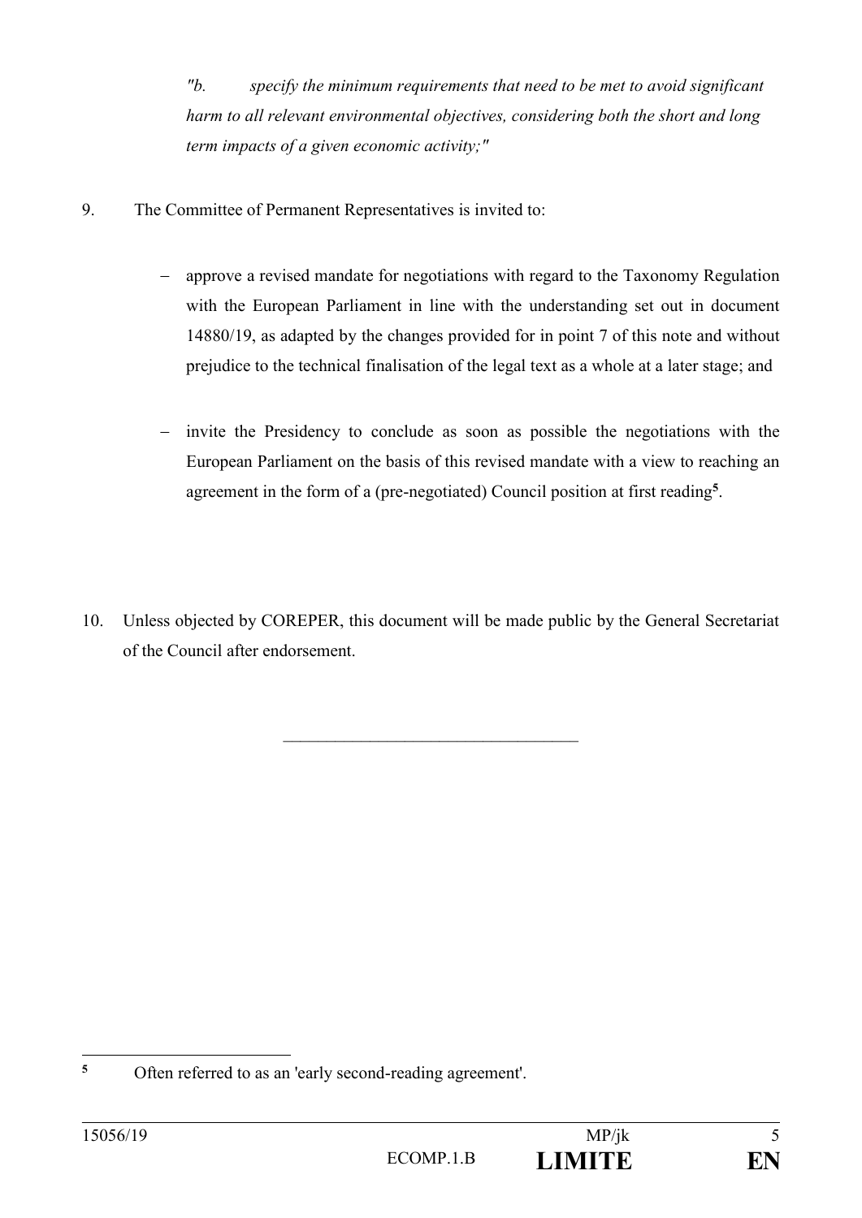*"b. specify the minimum requirements that need to be met to avoid significant harm to all relevant environmental objectives, considering both the short and long term impacts of a given economic activity;"*

9. The Committee of Permanent Representatives is invited to:

   - approve a revised mandate for negotiations with regard to the Taxonomy Regulation with the European Parliament in line with the understanding set out in document 14880/19, as adapted by the changes provided for in point 7 of this note and without prejudice to the technical finalisation of the legal text as a whole at a later stage; and

   - invite the Presidency to conclude as soon as possible the negotiations with the European Parliament on the basis of this revised mandate with a view to reaching an agreement in the form of a (pre-negotiated) Council position at first reading[5].

10. Unless objected by COREPER, this document will be made public by the General Secretariat of the Council after endorsement.

---

[5] Often referred to as an 'early second-reading agreement'.